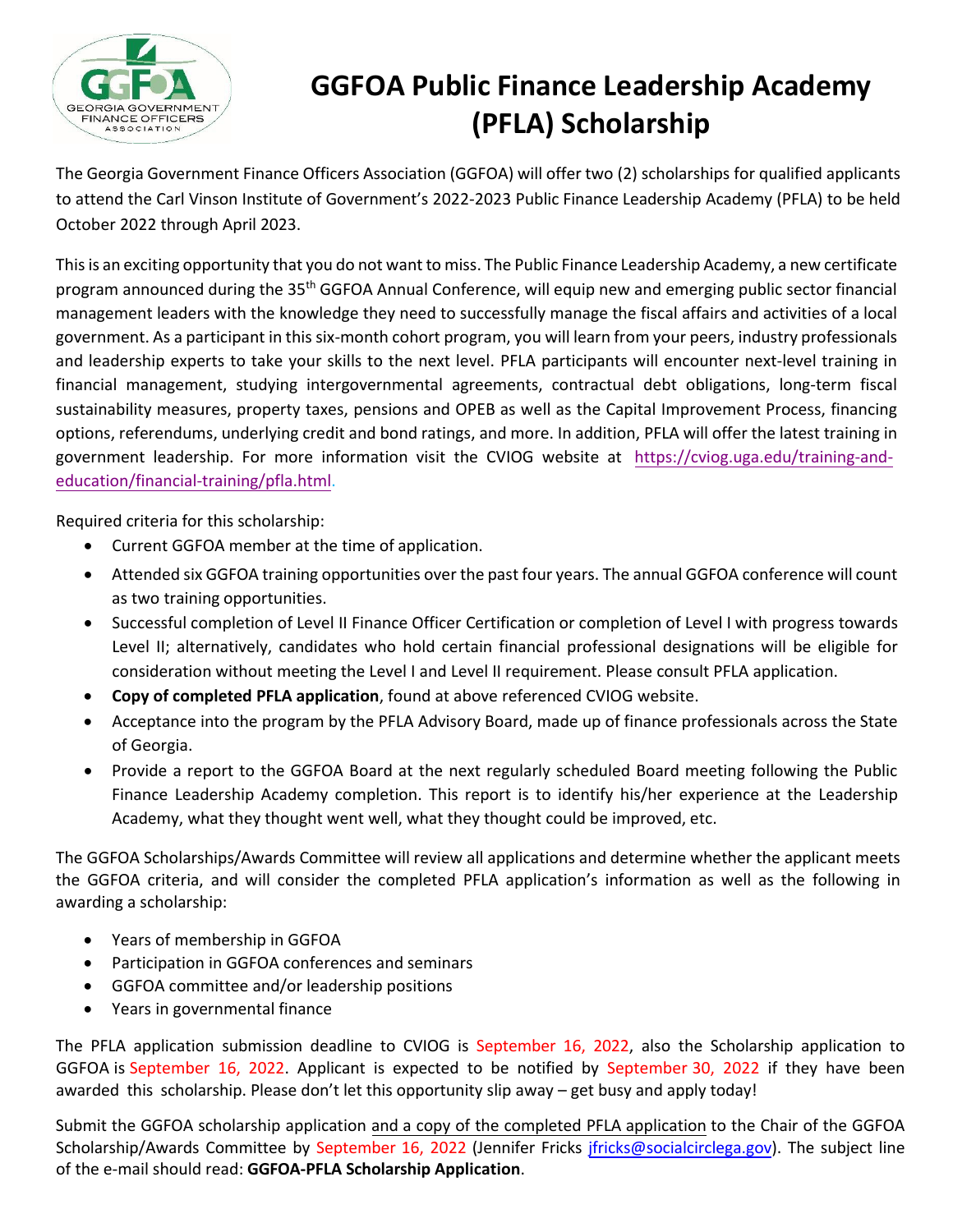# GGFOA Public Finance Leadership Academy (PFLA) Scholarship

The Georgia Government Finance Officers Association (GGFOA) will offer two (2) scholarships for qualified applicants to attend the Carl Vinson Institute of Government's 2022-2023 Public Finance Leadership Academy (PFLA) to be held October 2022 through April 2023.

This is an exciting opportunity that you do not want to miss. The Public Finance Leadership Academy, a new certificate program announced during the 35th GGFOA Annual Conference, will equip new and emerging public sector financial management leaders with the knowledge they need to successfully manage the fiscal affairs and activities of a local government. As a participant in this six-month cohort program, you will learn from your peers, industry professionals and leadership experts to take your skills to the next level. PFLA participants will encounter next-level training in financial management, studying intergovernmental agreements, contractual debt obligations, long-term fiscal sustainability measures, property taxes, pensions and OPEB as well as the Capital Improvement Process, financing options, referendums, underlying credit and bond ratings, and more. In addition, PFLA will offer the latest training in government leadership. For more information visit the CVIOG website at https://cviog.uga.edu/training-and-education/financial-training/pfla.html.

Required criteria for this scholarship:

- Current GGFOA member at the time of application.
- Attended six GGFOA training opportunities over the past four years. The annual GGFOA conference will count as two training opportunities.
- Successful completion of Level II Finance Officer Certification or completion of Level I with progress towards Level II; alternatively, candidates who hold certain financial professional designations will be eligible for consideration without meeting the Level I and Level II requirement. Please consult PFLA application.
- **Copy of completed PFLA application**, found at above referenced CVIOG website.
- Acceptance into the program by the PFLA Advisory Board, made up of finance professionals across the State of Georgia.
- Provide a report to the GGFOA Board at the next regularly scheduled Board meeting following the Public Finance Leadership Academy completion. This report is to identify his/her experience at the Leadership Academy, what they thought went well, what they thought could be improved, etc.

The GGFOA Scholarships/Awards Committee will review all applications and determine whether the applicant meets the GGFOA criteria, and will consider the completed PFLA application's information as well as the following in awarding a scholarship:

- Years of membership in GGFOA
- Participation in GGFOA conferences and seminars
- GGFOA committee and/or leadership positions
- Years in governmental finance

The PFLA application submission deadline to CVIOG is September 16, 2022, also the Scholarship application to GGFOA is September 16, 2022. Applicant is expected to be notified by September 30, 2022 if they have been awarded this scholarship. Please don't let this opportunity slip away – get busy and apply today!

Submit the GGFOA scholarship application and a copy of the completed PFLA application to the Chair of the GGFOA Scholarship/Awards Committee by September 16, 2022 (Jennifer Fricks jfricks@socialcirclega.gov). The subject line of the e-mail should read: **GGFOA-PFLA Scholarship Application**.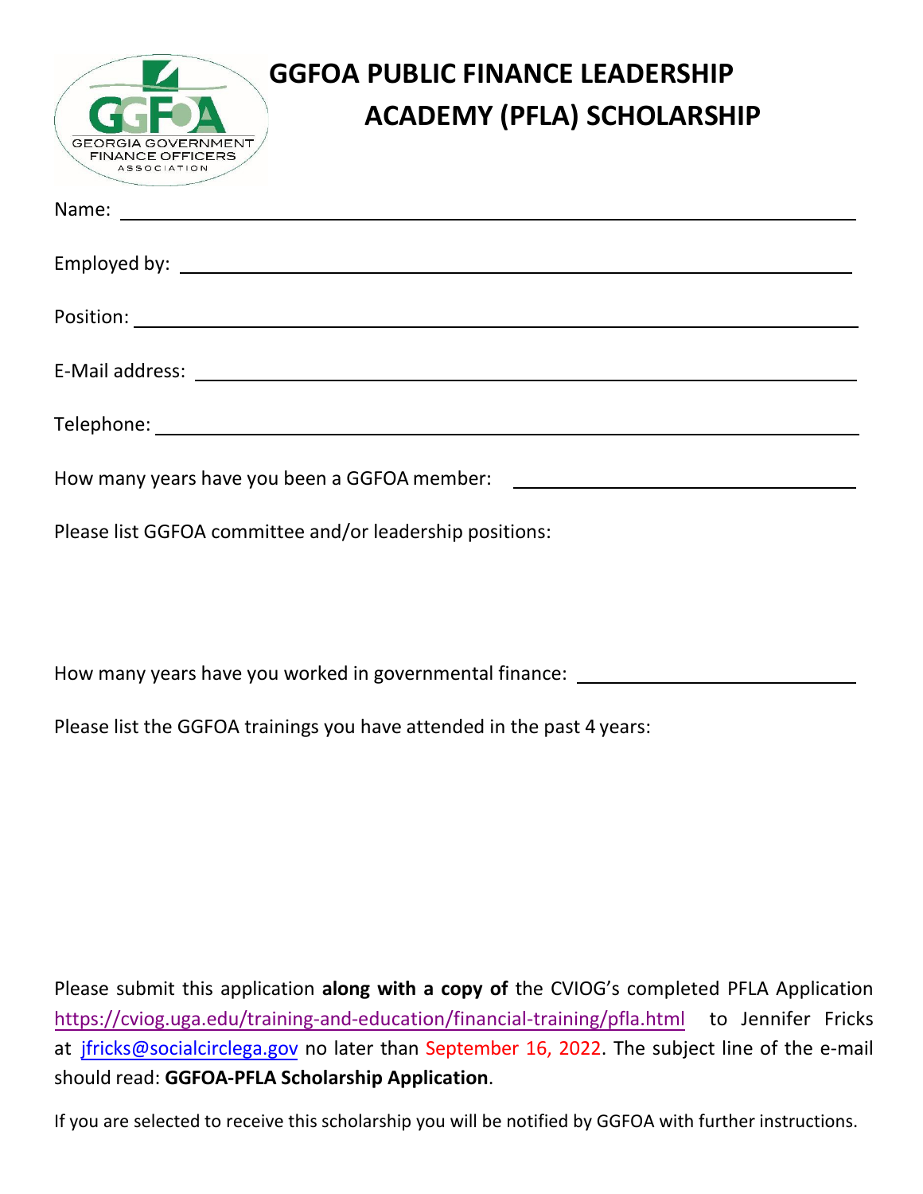# GGFOA PUBLIC FINANCE LEADERSHIP ACADEMY (PFLA) SCHOLARSHIP

Name: ____________________________________________

Employed by: ____________________________________________

Position: ____________________________________________

E-Mail address: ____________________________________________

Telephone: ____________________________________________

How many years have you been a GGFOA member: ____________________

Please list GGFOA committee and/or leadership positions:

How many years have you worked in governmental finance: ____________________

Please list the GGFOA trainings you have attended in the past 4 years:

Please submit this application **along with a copy of** the CVIOG's completed PFLA Application https://cviog.uga.edu/training-and-education/financial-training/pfla.html to Jennifer Fricks at jfricks@socialcirclega.gov no later than September 16, 2022. The subject line of the e-mail should read: **GGFOA-PFLA Scholarship Application**.

If you are selected to receive this scholarship you will be notified by GGFOA with further instructions.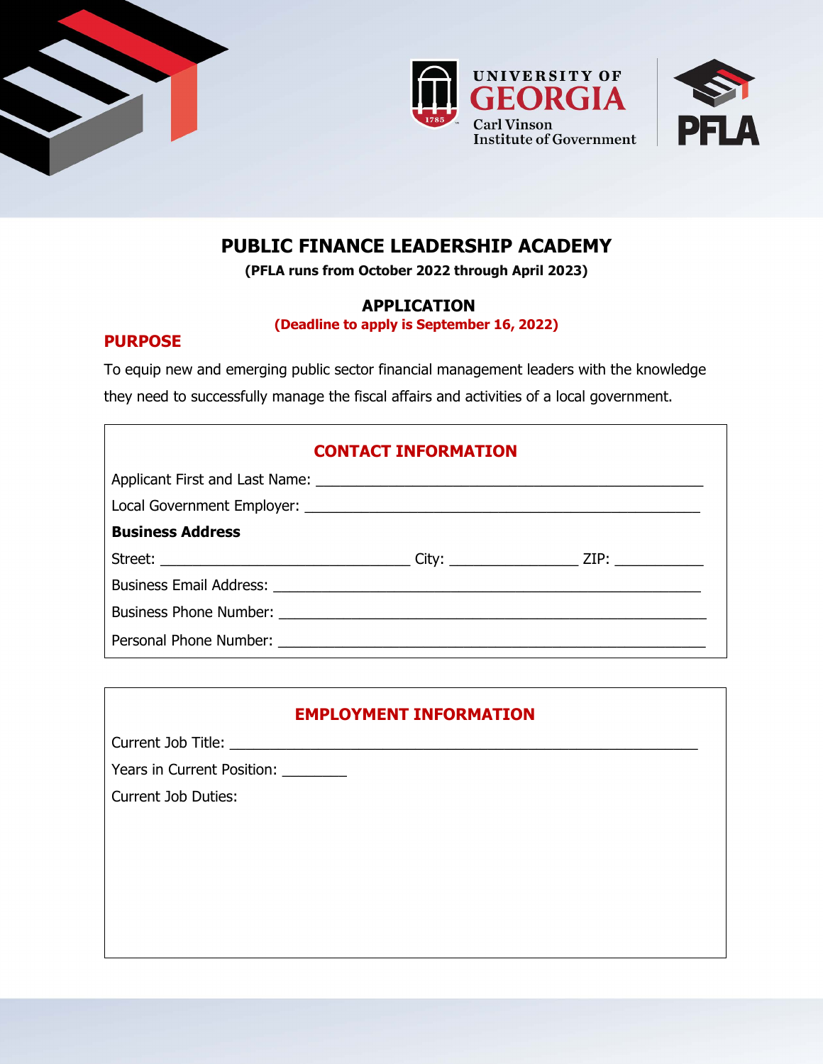# PUBLIC FINANCE LEADERSHIP ACADEMY

**(PFLA runs from October 2022 through April 2023)**

## APPLICATION

**(Deadline to apply is September 16, 2022)**

### PURPOSE

To equip new and emerging public sector financial management leaders with the knowledge they need to successfully manage the fiscal affairs and activities of a local government.

### CONTACT INFORMATION

Applicant First and Last Name: ______________________________________________

Local Government Employer: ______________________________________________

**Business Address**

Street: ______________________________ City: ______________ ZIP: __________

Business Email Address: ______________________________________________

Business Phone Number: ______________________________________________

Personal Phone Number: ______________________________________________

### EMPLOYMENT INFORMATION

Current Job Title: ______________________________________________

Years in Current Position: ________

Current Job Duties: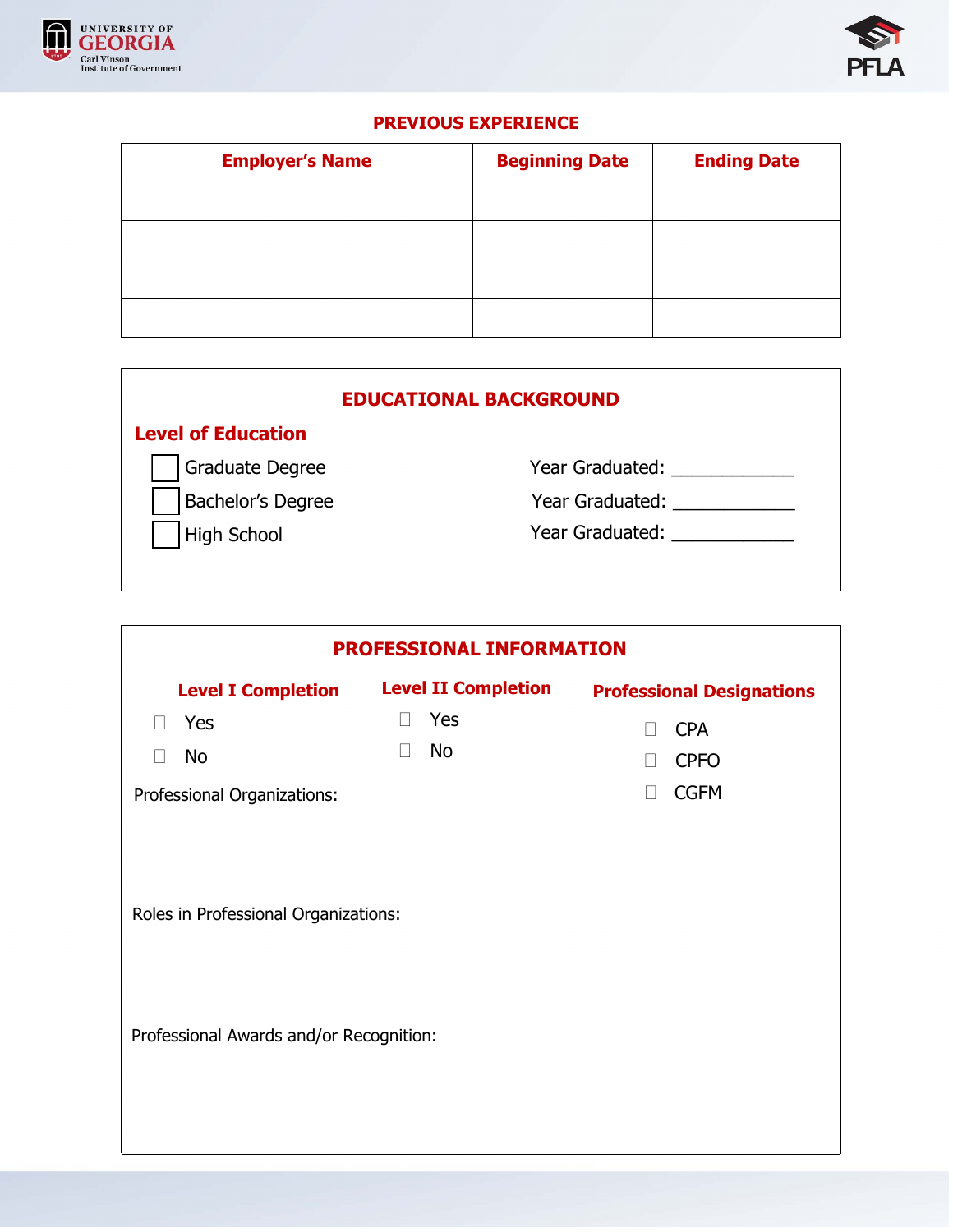## PREVIOUS EXPERIENCE

| Employer's Name | Beginning Date | Ending Date |
|---|---|---|
| | | |
| | | |
| | | |
| | | |

## EDUCATIONAL BACKGROUND

### Level of Education

- ☐ Graduate Degree — Year Graduated: ____________
- ☐ Bachelor's Degree — Year Graduated: ____________
- ☐ High School — Year Graduated: ____________

## PROFESSIONAL INFORMATION

**Level I Completion**

- ☐ Yes
- ☐ No

**Level II Completion**

- ☐ Yes
- ☐ No

**Professional Designations**

- ☐ CPA
- ☐ CPFO
- ☐ CGFM

Professional Organizations:

Roles in Professional Organizations:

Professional Awards and/or Recognition: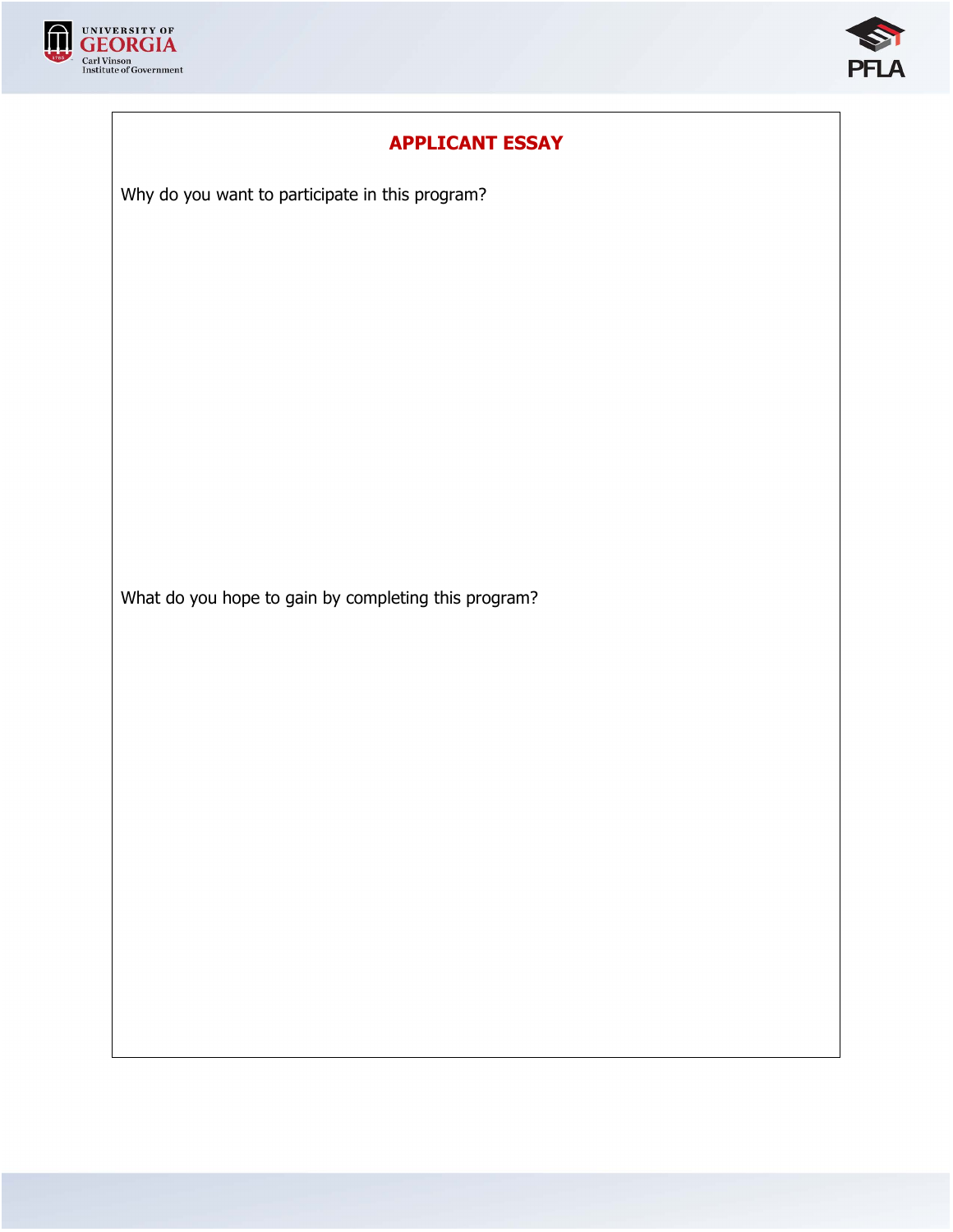## APPLICANT ESSAY

Why do you want to participate in this program?

What do you hope to gain by completing this program?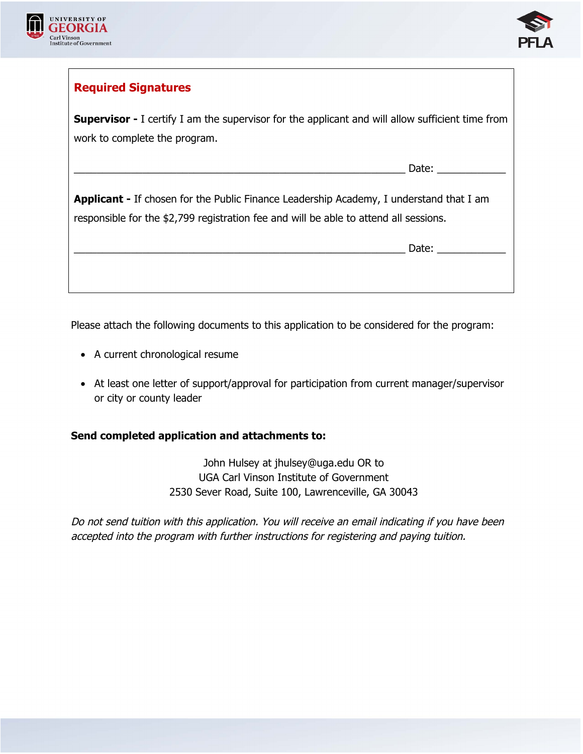## Required Signatures

**Supervisor -** I certify I am the supervisor for the applicant and will allow sufficient time from work to complete the program.

_____________________________________________________________ Date: ____________

**Applicant -** If chosen for the Public Finance Leadership Academy, I understand that I am responsible for the $2,799 registration fee and will be able to attend all sessions.

_____________________________________________________________ Date: ____________

Please attach the following documents to this application to be considered for the program:

- A current chronological resume
- At least one letter of support/approval for participation from current manager/supervisor or city or county leader

**Send completed application and attachments to:**

John Hulsey at jhulsey@uga.edu OR to
UGA Carl Vinson Institute of Government
2530 Sever Road, Suite 100, Lawrenceville, GA 30043

*Do not send tuition with this application. You will receive an email indicating if you have been accepted into the program with further instructions for registering and paying tuition.*